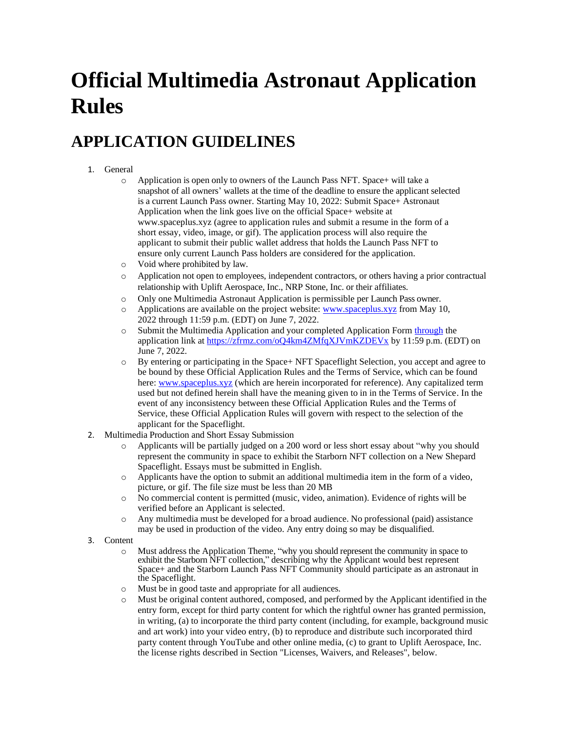# Official Multimedia Astronaut Application Rules

## APPLICATION GUIDELINES

1. General
   - Application is open only to owners of the Launch Pass NFT. Space+ will take a snapshot of all owners' wallets at the time of the deadline to ensure the applicant selected is a current Launch Pass owner. Starting May 10, 2022: Submit Space+ Astronaut Application when the link goes live on the official Space+ website at www.spaceplus.xyz (agree to application rules and submit a resume in the form of a short essay, video, image, or gif). The application process will also require the applicant to submit their public wallet address that holds the Launch Pass NFT to ensure only current Launch Pass holders are considered for the application.
   - Void where prohibited by law.
   - Application not open to employees, independent contractors, or others having a prior contractual relationship with Uplift Aerospace, Inc., NRP Stone, Inc. or their affiliates.
   - Only one Multimedia Astronaut Application is permissible per Launch Pass owner.
   - Applications are available on the project website: www.spaceplus.xyz from May 10, 2022 through 11:59 p.m. (EDT) on June 7, 2022.
   - Submit the Multimedia Application and your completed Application Form through the application link at https://zfrmz.com/oQ4km4ZMfqXJVmKZDEVx by 11:59 p.m. (EDT) on June 7, 2022.
   - By entering or participating in the Space+ NFT Spaceflight Selection, you accept and agree to be bound by these Official Application Rules and the Terms of Service, which can be found here: www.spaceplus.xyz (which are herein incorporated for reference). Any capitalized term used but not defined herein shall have the meaning given to in in the Terms of Service. In the event of any inconsistency between these Official Application Rules and the Terms of Service, these Official Application Rules will govern with respect to the selection of the applicant for the Spaceflight.
2. Multimedia Production and Short Essay Submission
   - Applicants will be partially judged on a 200 word or less short essay about "why you should represent the community in space to exhibit the Starborn NFT collection on a New Shepard Spaceflight. Essays must be submitted in English.
   - Applicants have the option to submit an additional multimedia item in the form of a video, picture, or gif. The file size must be less than 20 MB
   - No commercial content is permitted (music, video, animation). Evidence of rights will be verified before an Applicant is selected.
   - Any multimedia must be developed for a broad audience. No professional (paid) assistance may be used in production of the video. Any entry doing so may be disqualified.
3. Content
   - Must address the Application Theme, "why you should represent the community in space to exhibit the Starborn NFT collection," describing why the Applicant would best represent Space+ and the Starborn Launch Pass NFT Community should participate as an astronaut in the Spaceflight.
   - Must be in good taste and appropriate for all audiences.
   - Must be original content authored, composed, and performed by the Applicant identified in the entry form, except for third party content for which the rightful owner has granted permission, in writing, (a) to incorporate the third party content (including, for example, background music and art work) into your video entry, (b) to reproduce and distribute such incorporated third party content through YouTube and other online media, (c) to grant to Uplift Aerospace, Inc. the license rights described in Section "Licenses, Waivers, and Releases", below.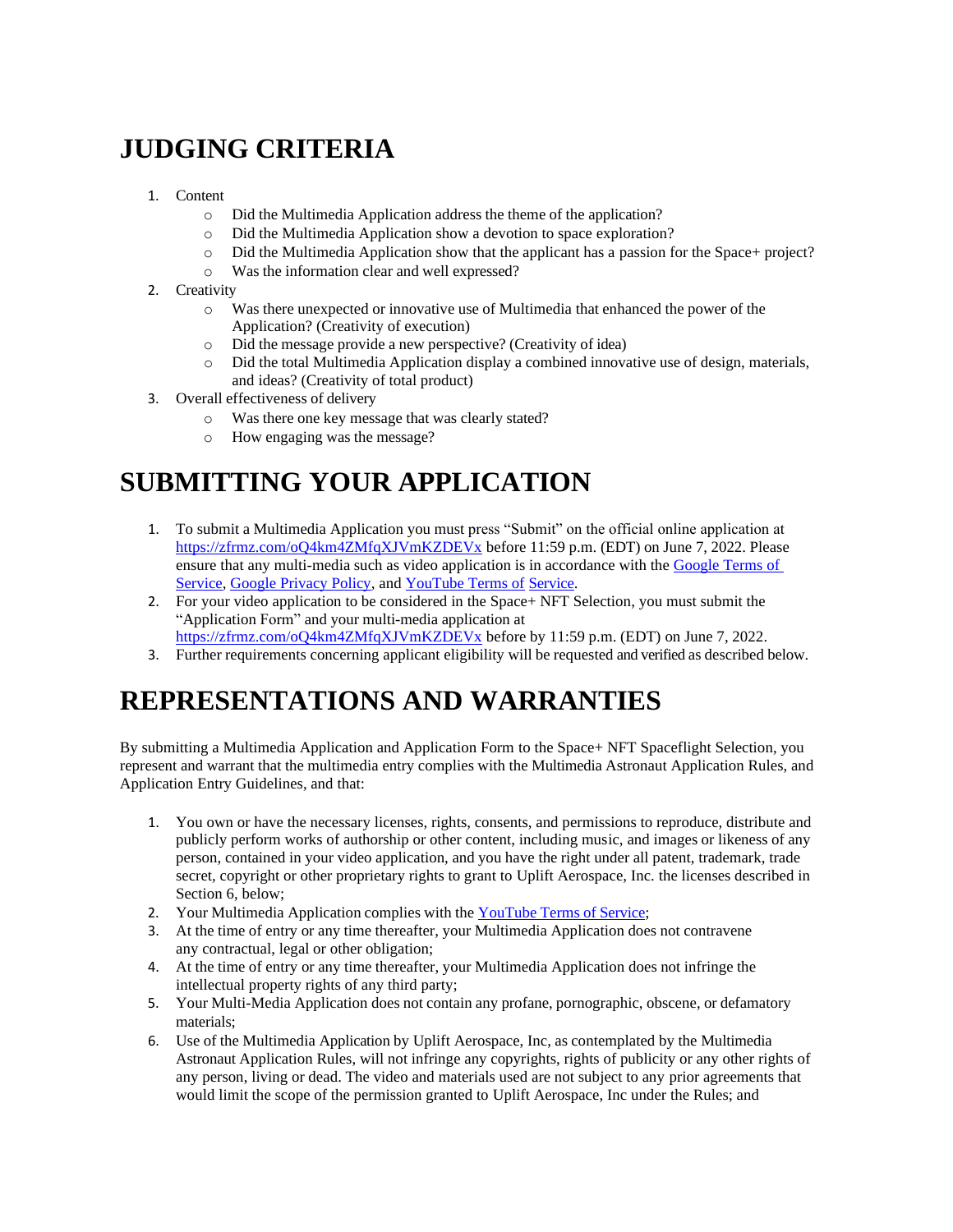# JUDGING CRITERIA

1. Content
   - Did the Multimedia Application address the theme of the application?
   - Did the Multimedia Application show a devotion to space exploration?
   - Did the Multimedia Application show that the applicant has a passion for the Space+ project?
   - Was the information clear and well expressed?
2. Creativity
   - Was there unexpected or innovative use of Multimedia that enhanced the power of the Application? (Creativity of execution)
   - Did the message provide a new perspective? (Creativity of idea)
   - Did the total Multimedia Application display a combined innovative use of design, materials, and ideas? (Creativity of total product)
3. Overall effectiveness of delivery
   - Was there one key message that was clearly stated?
   - How engaging was the message?

# SUBMITTING YOUR APPLICATION

1. To submit a Multimedia Application you must press "Submit" on the official online application at https://zfrmz.com/oQ4km4ZMfqXJVmKZDEVx before 11:59 p.m. (EDT) on June 7, 2022. Please ensure that any multi-media such as video application is in accordance with the Google Terms of Service, Google Privacy Policy, and YouTube Terms of Service.
2. For your video application to be considered in the Space+ NFT Selection, you must submit the "Application Form" and your multi-media application at https://zfrmz.com/oQ4km4ZMfqXJVmKZDEVx before by 11:59 p.m. (EDT) on June 7, 2022.
3. Further requirements concerning applicant eligibility will be requested and verified as described below.

# REPRESENTATIONS AND WARRANTIES

By submitting a Multimedia Application and Application Form to the Space+ NFT Spaceflight Selection, you represent and warrant that the multimedia entry complies with the Multimedia Astronaut Application Rules, and Application Entry Guidelines, and that:

1. You own or have the necessary licenses, rights, consents, and permissions to reproduce, distribute and publicly perform works of authorship or other content, including music, and images or likeness of any person, contained in your video application, and you have the right under all patent, trademark, trade secret, copyright or other proprietary rights to grant to Uplift Aerospace, Inc. the licenses described in Section 6, below;
2. Your Multimedia Application complies with the YouTube Terms of Service;
3. At the time of entry or any time thereafter, your Multimedia Application does not contravene any contractual, legal or other obligation;
4. At the time of entry or any time thereafter, your Multimedia Application does not infringe the intellectual property rights of any third party;
5. Your Multi-Media Application does not contain any profane, pornographic, obscene, or defamatory materials;
6. Use of the Multimedia Application by Uplift Aerospace, Inc, as contemplated by the Multimedia Astronaut Application Rules, will not infringe any copyrights, rights of publicity or any other rights of any person, living or dead. The video and materials used are not subject to any prior agreements that would limit the scope of the permission granted to Uplift Aerospace, Inc under the Rules; and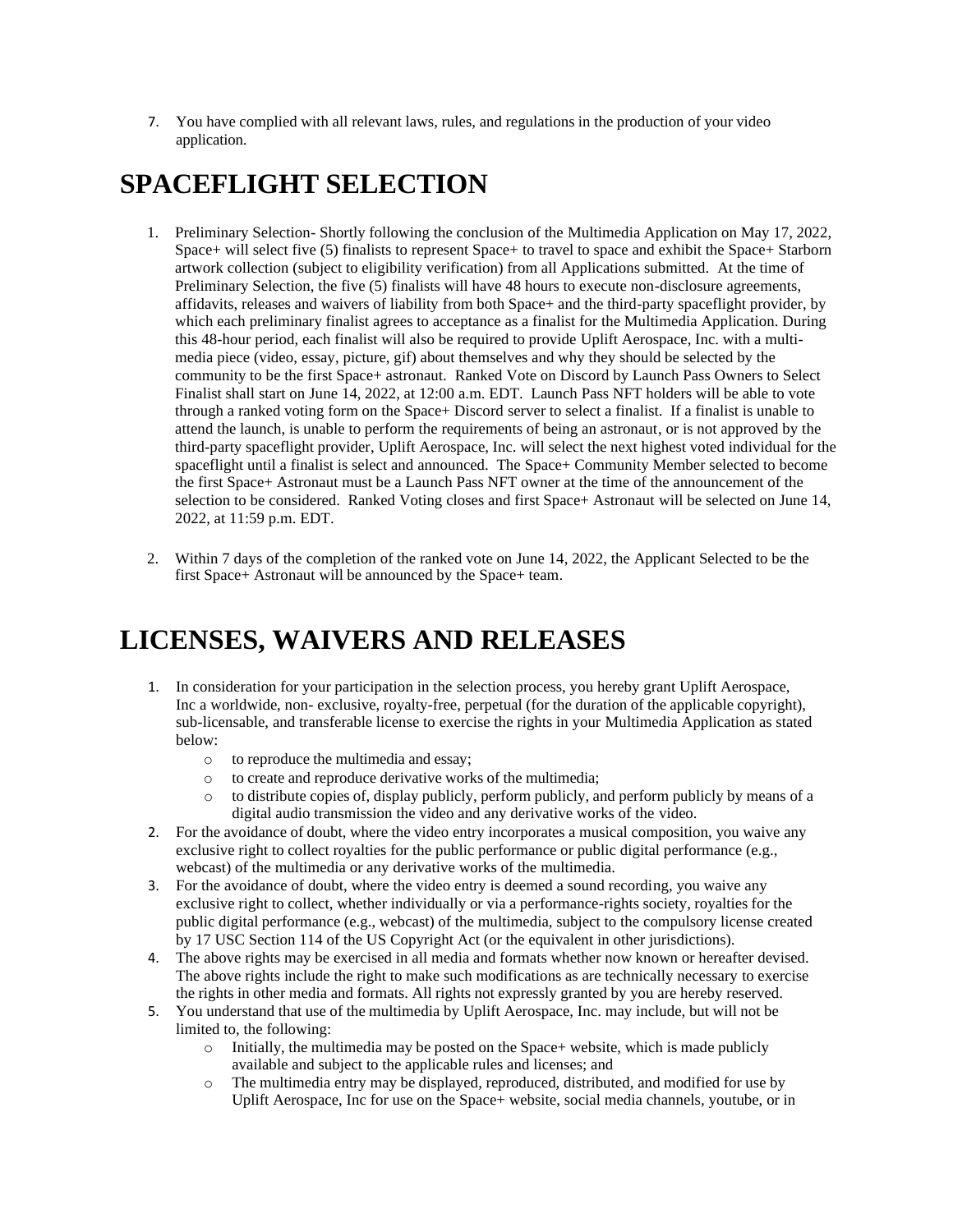7. You have complied with all relevant laws, rules, and regulations in the production of your video application.

# SPACEFLIGHT SELECTION

1. Preliminary Selection- Shortly following the conclusion of the Multimedia Application on May 17, 2022, Space+ will select five (5) finalists to represent Space+ to travel to space and exhibit the Space+ Starborn artwork collection (subject to eligibility verification) from all Applications submitted. At the time of Preliminary Selection, the five (5) finalists will have 48 hours to execute non-disclosure agreements, affidavits, releases and waivers of liability from both Space+ and the third-party spaceflight provider, by which each preliminary finalist agrees to acceptance as a finalist for the Multimedia Application. During this 48-hour period, each finalist will also be required to provide Uplift Aerospace, Inc. with a multi-media piece (video, essay, picture, gif) about themselves and why they should be selected by the community to be the first Space+ astronaut. Ranked Vote on Discord by Launch Pass Owners to Select Finalist shall start on June 14, 2022, at 12:00 a.m. EDT. Launch Pass NFT holders will be able to vote through a ranked voting form on the Space+ Discord server to select a finalist. If a finalist is unable to attend the launch, is unable to perform the requirements of being an astronaut, or is not approved by the third-party spaceflight provider, Uplift Aerospace, Inc. will select the next highest voted individual for the spaceflight until a finalist is select and announced. The Space+ Community Member selected to become the first Space+ Astronaut must be a Launch Pass NFT owner at the time of the announcement of the selection to be considered. Ranked Voting closes and first Space+ Astronaut will be selected on June 14, 2022, at 11:59 p.m. EDT.

2. Within 7 days of the completion of the ranked vote on June 14, 2022, the Applicant Selected to be the first Space+ Astronaut will be announced by the Space+ team.

# LICENSES, WAIVERS AND RELEASES

1. In consideration for your participation in the selection process, you hereby grant Uplift Aerospace, Inc a worldwide, non- exclusive, royalty-free, perpetual (for the duration of the applicable copyright), sub-licensable, and transferable license to exercise the rights in your Multimedia Application as stated below:
   - to reproduce the multimedia and essay;
   - to create and reproduce derivative works of the multimedia;
   - to distribute copies of, display publicly, perform publicly, and perform publicly by means of a digital audio transmission the video and any derivative works of the video.
2. For the avoidance of doubt, where the video entry incorporates a musical composition, you waive any exclusive right to collect royalties for the public performance or public digital performance (e.g., webcast) of the multimedia or any derivative works of the multimedia.
3. For the avoidance of doubt, where the video entry is deemed a sound recording, you waive any exclusive right to collect, whether individually or via a performance-rights society, royalties for the public digital performance (e.g., webcast) of the multimedia, subject to the compulsory license created by 17 USC Section 114 of the US Copyright Act (or the equivalent in other jurisdictions).
4. The above rights may be exercised in all media and formats whether now known or hereafter devised. The above rights include the right to make such modifications as are technically necessary to exercise the rights in other media and formats. All rights not expressly granted by you are hereby reserved.
5. You understand that use of the multimedia by Uplift Aerospace, Inc. may include, but will not be limited to, the following:
   - Initially, the multimedia may be posted on the Space+ website, which is made publicly available and subject to the applicable rules and licenses; and
   - The multimedia entry may be displayed, reproduced, distributed, and modified for use by Uplift Aerospace, Inc for use on the Space+ website, social media channels, youtube, or in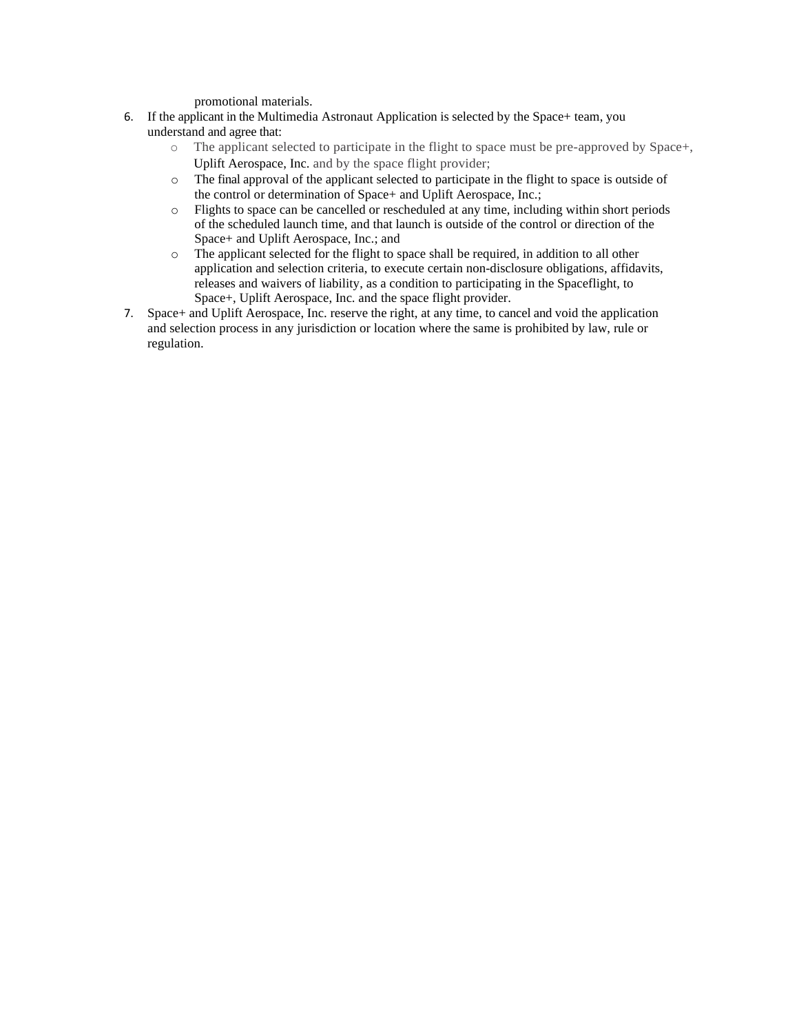promotional materials.

6. If the applicant in the Multimedia Astronaut Application is selected by the Space+ team, you understand and agree that:
   - The applicant selected to participate in the flight to space must be pre-approved by Space+, Uplift Aerospace, Inc. and by the space flight provider;
   - The final approval of the applicant selected to participate in the flight to space is outside of the control or determination of Space+ and Uplift Aerospace, Inc.;
   - Flights to space can be cancelled or rescheduled at any time, including within short periods of the scheduled launch time, and that launch is outside of the control or direction of the Space+ and Uplift Aerospace, Inc.; and
   - The applicant selected for the flight to space shall be required, in addition to all other application and selection criteria, to execute certain non-disclosure obligations, affidavits, releases and waivers of liability, as a condition to participating in the Spaceflight, to Space+, Uplift Aerospace, Inc. and the space flight provider.
7. Space+ and Uplift Aerospace, Inc. reserve the right, at any time, to cancel and void the application and selection process in any jurisdiction or location where the same is prohibited by law, rule or regulation.